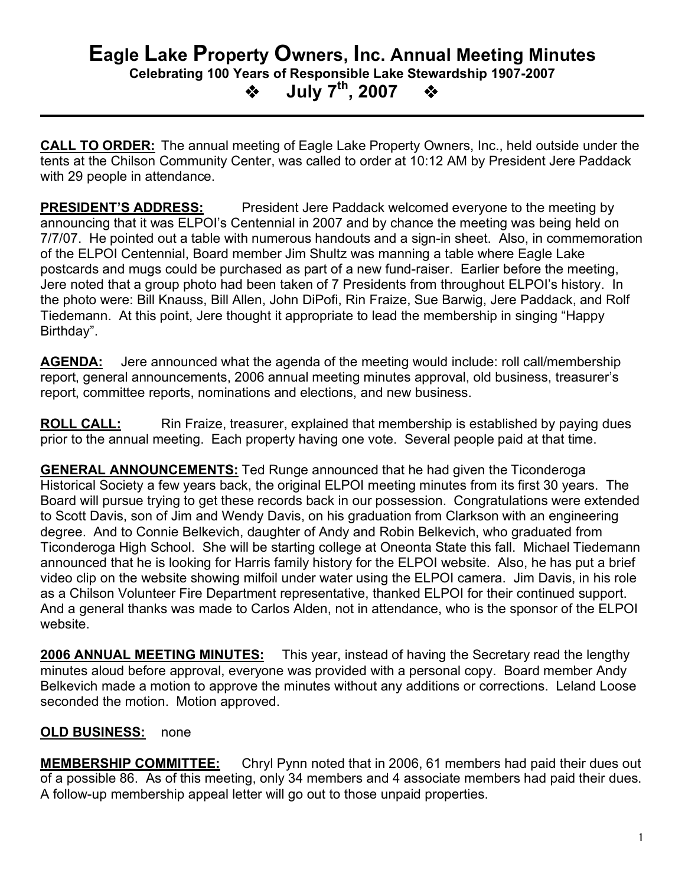# Eagle Lake Property Owners, Inc. Annual Meeting Minutes

**Celebrating 100 Years of Responsible Lake Stewardship 1907-2007**

**❖ July 7th, 2007 ❖**

---

**CALL TO ORDER:** The annual meeting of Eagle Lake Property Owners, Inc., held outside under the tents at the Chilson Community Center, was called to order at 10:12 AM by President Jere Paddack with 29 people in attendance.

**PRESIDENT'S ADDRESS:** President Jere Paddack welcomed everyone to the meeting by announcing that it was ELPOI's Centennial in 2007 and by chance the meeting was being held on 7/7/07. He pointed out a table with numerous handouts and a sign-in sheet. Also, in commemoration of the ELPOI Centennial, Board member Jim Shultz was manning a table where Eagle Lake postcards and mugs could be purchased as part of a new fund-raiser. Earlier before the meeting, Jere noted that a group photo had been taken of 7 Presidents from throughout ELPOI's history. In the photo were: Bill Knauss, Bill Allen, John DiPofi, Rin Fraize, Sue Barwig, Jere Paddack, and Rolf Tiedemann. At this point, Jere thought it appropriate to lead the membership in singing "Happy Birthday".

**AGENDA:** Jere announced what the agenda of the meeting would include: roll call/membership report, general announcements, 2006 annual meeting minutes approval, old business, treasurer's report, committee reports, nominations and elections, and new business.

**ROLL CALL:** Rin Fraize, treasurer, explained that membership is established by paying dues prior to the annual meeting. Each property having one vote. Several people paid at that time.

**GENERAL ANNOUNCEMENTS:** Ted Runge announced that he had given the Ticonderoga Historical Society a few years back, the original ELPOI meeting minutes from its first 30 years. The Board will pursue trying to get these records back in our possession. Congratulations were extended to Scott Davis, son of Jim and Wendy Davis, on his graduation from Clarkson with an engineering degree. And to Connie Belkevich, daughter of Andy and Robin Belkevich, who graduated from Ticonderoga High School. She will be starting college at Oneonta State this fall. Michael Tiedemann announced that he is looking for Harris family history for the ELPOI website. Also, he has put a brief video clip on the website showing milfoil under water using the ELPOI camera. Jim Davis, in his role as a Chilson Volunteer Fire Department representative, thanked ELPOI for their continued support. And a general thanks was made to Carlos Alden, not in attendance, who is the sponsor of the ELPOI website.

**2006 ANNUAL MEETING MINUTES:** This year, instead of having the Secretary read the lengthy minutes aloud before approval, everyone was provided with a personal copy. Board member Andy Belkevich made a motion to approve the minutes without any additions or corrections. Leland Loose seconded the motion. Motion approved.

**OLD BUSINESS:** none

**MEMBERSHIP COMMITTEE:** Chryl Pynn noted that in 2006, 61 members had paid their dues out of a possible 86. As of this meeting, only 34 members and 4 associate members had paid their dues. A follow-up membership appeal letter will go out to those unpaid properties.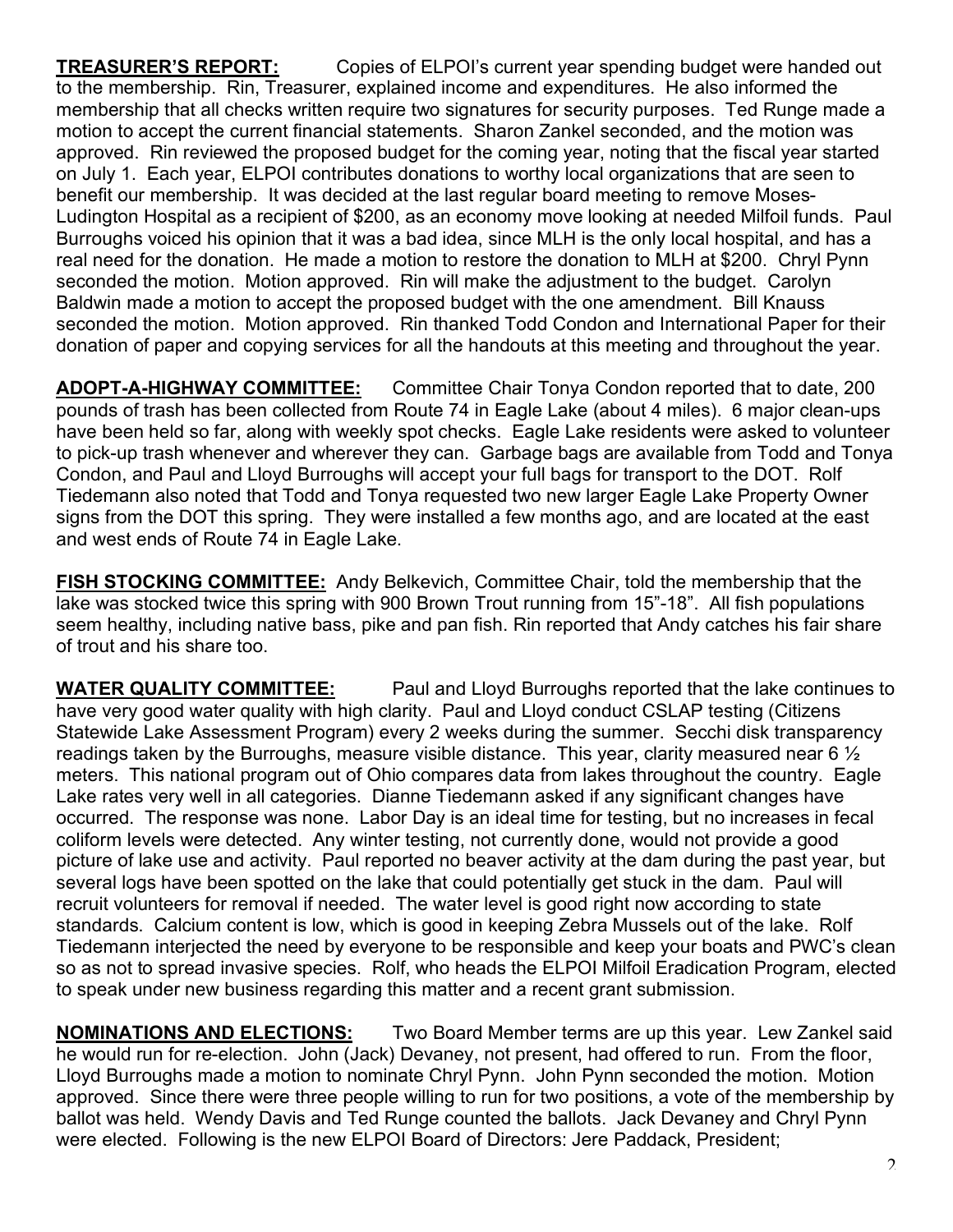**TREASURER'S REPORT:** Copies of ELPOI's current year spending budget were handed out to the membership. Rin, Treasurer, explained income and expenditures. He also informed the membership that all checks written require two signatures for security purposes. Ted Runge made a motion to accept the current financial statements. Sharon Zankel seconded, and the motion was approved. Rin reviewed the proposed budget for the coming year, noting that the fiscal year started on July 1. Each year, ELPOI contributes donations to worthy local organizations that are seen to benefit our membership. It was decided at the last regular board meeting to remove Moses-Ludington Hospital as a recipient of $200, as an economy move looking at needed Milfoil funds. Paul Burroughs voiced his opinion that it was a bad idea, since MLH is the only local hospital, and has a real need for the donation. He made a motion to restore the donation to MLH at $200. Chryl Pynn seconded the motion. Motion approved. Rin will make the adjustment to the budget. Carolyn Baldwin made a motion to accept the proposed budget with the one amendment. Bill Knauss seconded the motion. Motion approved. Rin thanked Todd Condon and International Paper for their donation of paper and copying services for all the handouts at this meeting and throughout the year.

**ADOPT-A-HIGHWAY COMMITTEE:** Committee Chair Tonya Condon reported that to date, 200 pounds of trash has been collected from Route 74 in Eagle Lake (about 4 miles). 6 major clean-ups have been held so far, along with weekly spot checks. Eagle Lake residents were asked to volunteer to pick-up trash whenever and wherever they can. Garbage bags are available from Todd and Tonya Condon, and Paul and Lloyd Burroughs will accept your full bags for transport to the DOT. Rolf Tiedemann also noted that Todd and Tonya requested two new larger Eagle Lake Property Owner signs from the DOT this spring. They were installed a few months ago, and are located at the east and west ends of Route 74 in Eagle Lake.

**FISH STOCKING COMMITTEE:** Andy Belkevich, Committee Chair, told the membership that the lake was stocked twice this spring with 900 Brown Trout running from 15"-18". All fish populations seem healthy, including native bass, pike and pan fish. Rin reported that Andy catches his fair share of trout and his share too.

**WATER QUALITY COMMITTEE:** Paul and Lloyd Burroughs reported that the lake continues to have very good water quality with high clarity. Paul and Lloyd conduct CSLAP testing (Citizens Statewide Lake Assessment Program) every 2 weeks during the summer. Secchi disk transparency readings taken by the Burroughs, measure visible distance. This year, clarity measured near 6 ½ meters. This national program out of Ohio compares data from lakes throughout the country. Eagle Lake rates very well in all categories. Dianne Tiedemann asked if any significant changes have occurred. The response was none. Labor Day is an ideal time for testing, but no increases in fecal coliform levels were detected. Any winter testing, not currently done, would not provide a good picture of lake use and activity. Paul reported no beaver activity at the dam during the past year, but several logs have been spotted on the lake that could potentially get stuck in the dam. Paul will recruit volunteers for removal if needed. The water level is good right now according to state standards. Calcium content is low, which is good in keeping Zebra Mussels out of the lake. Rolf Tiedemann interjected the need by everyone to be responsible and keep your boats and PWC's clean so as not to spread invasive species. Rolf, who heads the ELPOI Milfoil Eradication Program, elected to speak under new business regarding this matter and a recent grant submission.

**NOMINATIONS AND ELECTIONS:** Two Board Member terms are up this year. Lew Zankel said he would run for re-election. John (Jack) Devaney, not present, had offered to run. From the floor, Lloyd Burroughs made a motion to nominate Chryl Pynn. John Pynn seconded the motion. Motion approved. Since there were three people willing to run for two positions, a vote of the membership by ballot was held. Wendy Davis and Ted Runge counted the ballots. Jack Devaney and Chryl Pynn were elected. Following is the new ELPOI Board of Directors: Jere Paddack, President;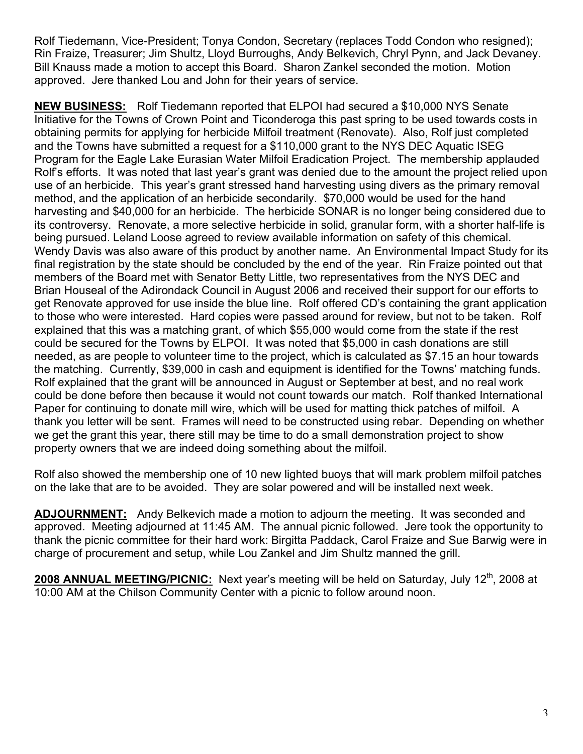Rolf Tiedemann, Vice-President; Tonya Condon, Secretary (replaces Todd Condon who resigned); Rin Fraize, Treasurer; Jim Shultz, Lloyd Burroughs, Andy Belkevich, Chryl Pynn, and Jack Devaney. Bill Knauss made a motion to accept this Board. Sharon Zankel seconded the motion. Motion approved. Jere thanked Lou and John for their years of service.

**NEW BUSINESS:** Rolf Tiedemann reported that ELPOI had secured a $10,000 NYS Senate Initiative for the Towns of Crown Point and Ticonderoga this past spring to be used towards costs in obtaining permits for applying for herbicide Milfoil treatment (Renovate). Also, Rolf just completed and the Towns have submitted a request for a $110,000 grant to the NYS DEC Aquatic ISEG Program for the Eagle Lake Eurasian Water Milfoil Eradication Project. The membership applauded Rolf's efforts. It was noted that last year's grant was denied due to the amount the project relied upon use of an herbicide. This year's grant stressed hand harvesting using divers as the primary removal method, and the application of an herbicide secondarily. $70,000 would be used for the hand harvesting and $40,000 for an herbicide. The herbicide SONAR is no longer being considered due to its controversy. Renovate, a more selective herbicide in solid, granular form, with a shorter half-life is being pursued. Leland Loose agreed to review available information on safety of this chemical. Wendy Davis was also aware of this product by another name. An Environmental Impact Study for its final registration by the state should be concluded by the end of the year. Rin Fraize pointed out that members of the Board met with Senator Betty Little, two representatives from the NYS DEC and Brian Houseal of the Adirondack Council in August 2006 and received their support for our efforts to get Renovate approved for use inside the blue line. Rolf offered CD's containing the grant application to those who were interested. Hard copies were passed around for review, but not to be taken. Rolf explained that this was a matching grant, of which $55,000 would come from the state if the rest could be secured for the Towns by ELPOI. It was noted that $5,000 in cash donations are still needed, as are people to volunteer time to the project, which is calculated as $7.15 an hour towards the matching. Currently, $39,000 in cash and equipment is identified for the Towns' matching funds. Rolf explained that the grant will be announced in August or September at best, and no real work could be done before then because it would not count towards our match. Rolf thanked International Paper for continuing to donate mill wire, which will be used for matting thick patches of milfoil. A thank you letter will be sent. Frames will need to be constructed using rebar. Depending on whether we get the grant this year, there still may be time to do a small demonstration project to show property owners that we are indeed doing something about the milfoil.

Rolf also showed the membership one of 10 new lighted buoys that will mark problem milfoil patches on the lake that are to be avoided. They are solar powered and will be installed next week.

**ADJOURNMENT:** Andy Belkevich made a motion to adjourn the meeting. It was seconded and approved. Meeting adjourned at 11:45 AM. The annual picnic followed. Jere took the opportunity to thank the picnic committee for their hard work: Birgitta Paddack, Carol Fraize and Sue Barwig were in charge of procurement and setup, while Lou Zankel and Jim Shultz manned the grill.

**2008 ANNUAL MEETING/PICNIC:** Next year's meeting will be held on Saturday, July 12th, 2008 at 10:00 AM at the Chilson Community Center with a picnic to follow around noon.